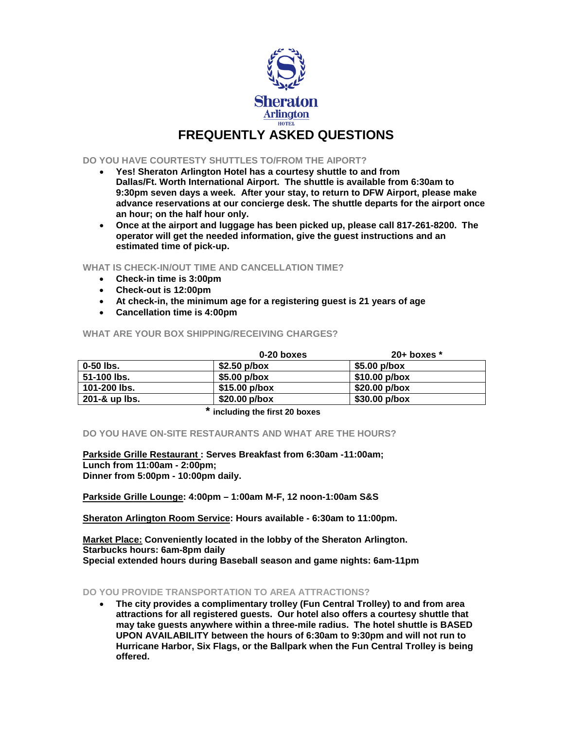Sheraton
Arlington
HOTEL

# FREQUENTLY ASKED QUESTIONS

## DO YOU HAVE COURTESTY SHUTTLES TO/FROM THE AIPORT?

- **Yes! Sheraton Arlington Hotel has a courtesy shuttle to and from Dallas/Ft. Worth International Airport. The shuttle is available from 6:30am to 9:30pm seven days a week. After your stay, to return to DFW Airport, please make advance reservations at our concierge desk. The shuttle departs for the airport once an hour; on the half hour only.**
- **Once at the airport and luggage has been picked up, please call 817-261-8200. The operator will get the needed information, give the guest instructions and an estimated time of pick-up.**

## WHAT IS CHECK-IN/OUT TIME AND CANCELLATION TIME?

- **Check-in time is 3:00pm**
- **Check-out is 12:00pm**
- **At check-in, the minimum age for a registering guest is 21 years of age**
- **Cancellation time is 4:00pm**

## WHAT ARE YOUR BOX SHIPPING/RECEIVING CHARGES?

| | 0-20 boxes | 20+ boxes * |
|---|---|---|
| 0-50 lbs. | $2.50 p/box | $5.00 p/box |
| 51-100 lbs. | $5.00 p/box | $10.00 p/box |
| 101-200 lbs. | $15.00 p/box | $20.00 p/box |
| 201-& up lbs. | $20.00 p/box | $30.00 p/box |

* including the first 20 boxes

## DO YOU HAVE ON-SITE RESTAURANTS AND WHAT ARE THE HOURS?

**Parkside Grille Restaurant : Serves Breakfast from 6:30am -11:00am;**
**Lunch from 11:00am - 2:00pm;**
**Dinner from 5:00pm - 10:00pm daily.**

**Parkside Grille Lounge: 4:00pm – 1:00am M-F, 12 noon-1:00am S&S**

**Sheraton Arlington Room Service: Hours available - 6:30am to 11:00pm.**

**Market Place: Conveniently located in the lobby of the Sheraton Arlington.**
**Starbucks hours: 6am-8pm daily**
**Special extended hours during Baseball season and game nights: 6am-11pm**

## DO YOU PROVIDE TRANSPORTATION TO AREA ATTRACTIONS?

- **The city provides a complimentary trolley (Fun Central Trolley) to and from area attractions for all registered guests. Our hotel also offers a courtesy shuttle that may take guests anywhere within a three-mile radius. The hotel shuttle is BASED UPON AVAILABILITY between the hours of 6:30am to 9:30pm and will not run to Hurricane Harbor, Six Flags, or the Ballpark when the Fun Central Trolley is being offered.**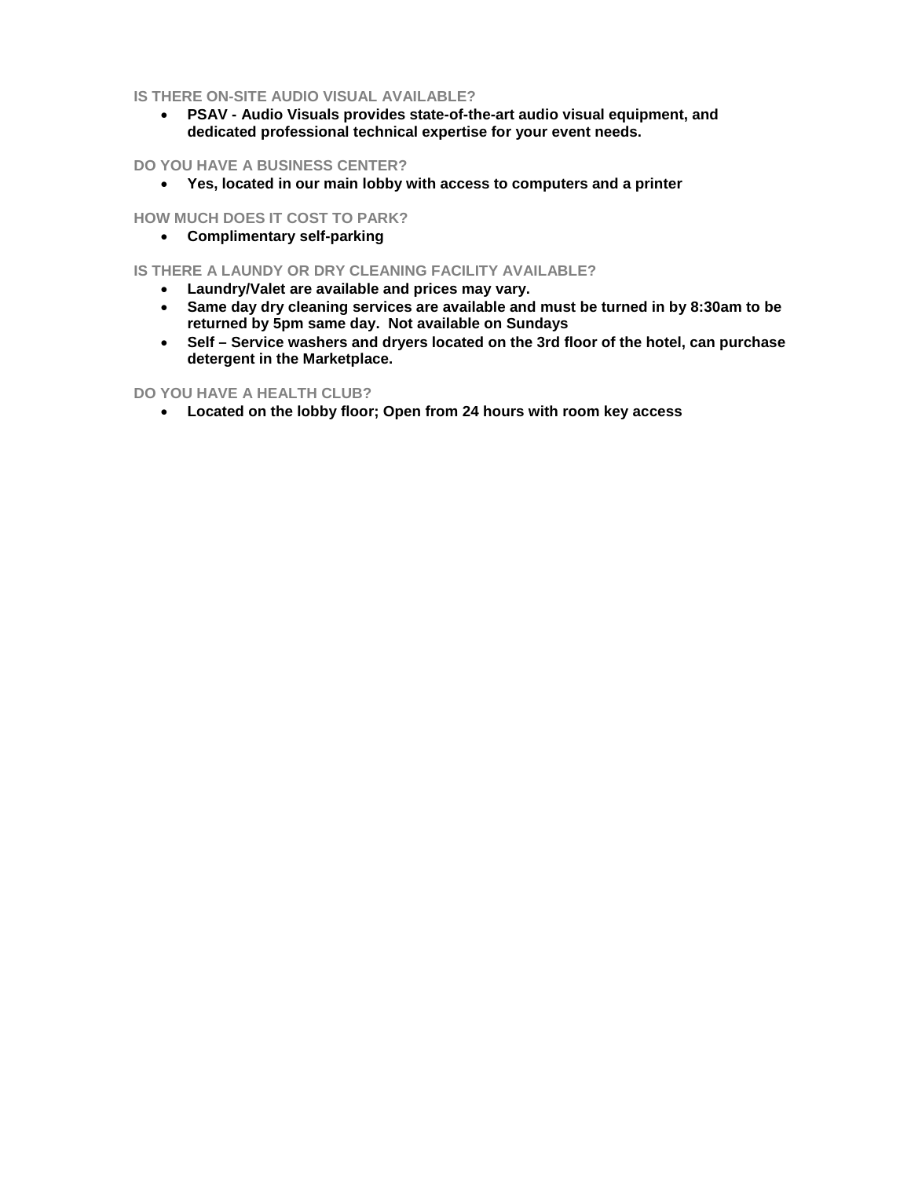**IS THERE ON-SITE AUDIO VISUAL AVAILABLE?**

- **PSAV - Audio Visuals provides state-of-the-art audio visual equipment, and dedicated professional technical expertise for your event needs.**

**DO YOU HAVE A BUSINESS CENTER?**

- **Yes, located in our main lobby with access to computers and a printer**

**HOW MUCH DOES IT COST TO PARK?**

- **Complimentary self-parking**

**IS THERE A LAUNDY OR DRY CLEANING FACILITY AVAILABLE?**

- **Laundry/Valet are available and prices may vary.**
- **Same day dry cleaning services are available and must be turned in by 8:30am to be returned by 5pm same day. Not available on Sundays**
- **Self – Service washers and dryers located on the 3rd floor of the hotel, can purchase detergent in the Marketplace.**

**DO YOU HAVE A HEALTH CLUB?**

- **Located on the lobby floor; Open from 24 hours with room key access**